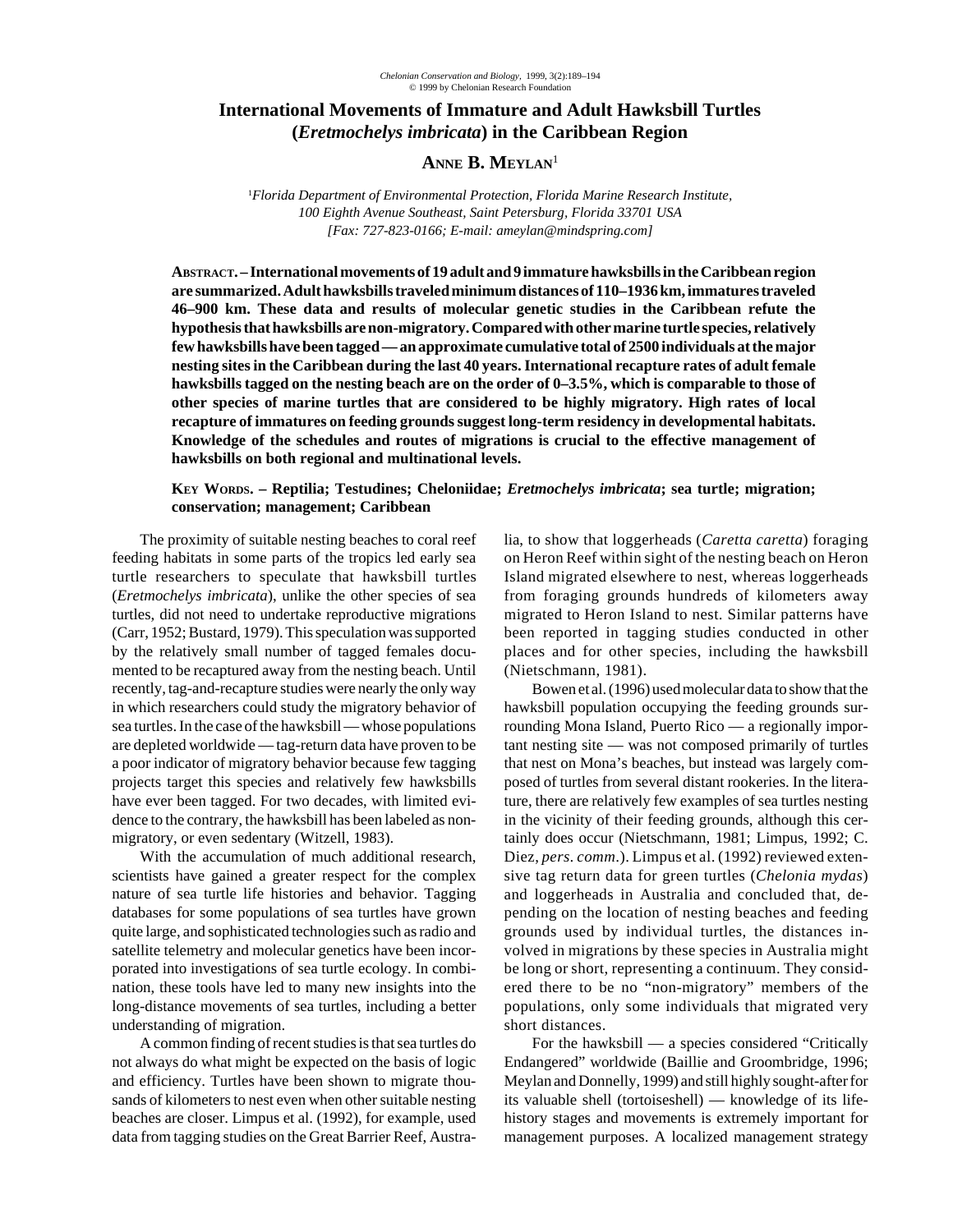# International Movements of Immature and Adult Hawksbill Turtles (*Eretmochelys imbricata*) in the Caribbean Region

**ANNE B. MEYLAN**[1]

[1]*Florida Department of Environmental Protection, Florida Marine Research Institute, 100 Eighth Avenue Southeast, Saint Petersburg, Florida 33701 USA [Fax: 727-823-0166; E-mail: ameylan@mindspring.com]*

**ABSTRACT. – International movements of 19 adult and 9 immature hawksbills in the Caribbean region are summarized. Adult hawksbills traveled minimum distances of 110–1936 km, immatures traveled 46–900 km. These data and results of molecular genetic studies in the Caribbean refute the hypothesis that hawksbills are non-migratory. Compared with other marine turtle species, relatively few hawksbills have been tagged — an approximate cumulative total of 2500 individuals at the major nesting sites in the Caribbean during the last 40 years. International recapture rates of adult female hawksbills tagged on the nesting beach are on the order of 0–3.5%, which is comparable to those of other species of marine turtles that are considered to be highly migratory. High rates of local recapture of immatures on feeding grounds suggest long-term residency in developmental habitats. Knowledge of the schedules and routes of migrations is crucial to the effective management of hawksbills on both regional and multinational levels.**

**KEY WORDS. – Reptilia; Testudines; Cheloniidae; *Eretmochelys imbricata*; sea turtle; migration; conservation; management; Caribbean**

The proximity of suitable nesting beaches to coral reef feeding habitats in some parts of the tropics led early sea turtle researchers to speculate that hawksbill turtles (*Eretmochelys imbricata*), unlike the other species of sea turtles, did not need to undertake reproductive migrations (Carr, 1952; Bustard, 1979). This speculation was supported by the relatively small number of tagged females documented to be recaptured away from the nesting beach. Until recently, tag-and-recapture studies were nearly the only way in which researchers could study the migratory behavior of sea turtles. In the case of the hawksbill — whose populations are depleted worldwide — tag-return data have proven to be a poor indicator of migratory behavior because few tagging projects target this species and relatively few hawksbills have ever been tagged. For two decades, with limited evidence to the contrary, the hawksbill has been labeled as non-migratory, or even sedentary (Witzell, 1983).

With the accumulation of much additional research, scientists have gained a greater respect for the complex nature of sea turtle life histories and behavior. Tagging databases for some populations of sea turtles have grown quite large, and sophisticated technologies such as radio and satellite telemetry and molecular genetics have been incorporated into investigations of sea turtle ecology. In combination, these tools have led to many new insights into the long-distance movements of sea turtles, including a better understanding of migration.

A common finding of recent studies is that sea turtles do not always do what might be expected on the basis of logic and efficiency. Turtles have been shown to migrate thousands of kilometers to nest even when other suitable nesting beaches are closer. Limpus et al. (1992), for example, used data from tagging studies on the Great Barrier Reef, Australia, to show that loggerheads (*Caretta caretta*) foraging on Heron Reef within sight of the nesting beach on Heron Island migrated elsewhere to nest, whereas loggerheads from foraging grounds hundreds of kilometers away migrated to Heron Island to nest. Similar patterns have been reported in tagging studies conducted in other places and for other species, including the hawksbill (Nietschmann, 1981).

Bowen et al. (1996) used molecular data to show that the hawksbill population occupying the feeding grounds surrounding Mona Island, Puerto Rico — a regionally important nesting site — was not composed primarily of turtles that nest on Mona's beaches, but instead was largely composed of turtles from several distant rookeries. In the literature, there are relatively few examples of sea turtles nesting in the vicinity of their feeding grounds, although this certainly does occur (Nietschmann, 1981; Limpus, 1992; C. Diez, *pers. comm.*). Limpus et al. (1992) reviewed extensive tag return data for green turtles (*Chelonia mydas*) and loggerheads in Australia and concluded that, depending on the location of nesting beaches and feeding grounds used by individual turtles, the distances involved in migrations by these species in Australia might be long or short, representing a continuum. They considered there to be no "non-migratory" members of the populations, only some individuals that migrated very short distances.

For the hawksbill — a species considered "Critically Endangered" worldwide (Baillie and Groombridge, 1996; Meylan and Donnelly, 1999) and still highly sought-after for its valuable shell (tortoiseshell) — knowledge of its life-history stages and movements is extremely important for management purposes. A localized management strategy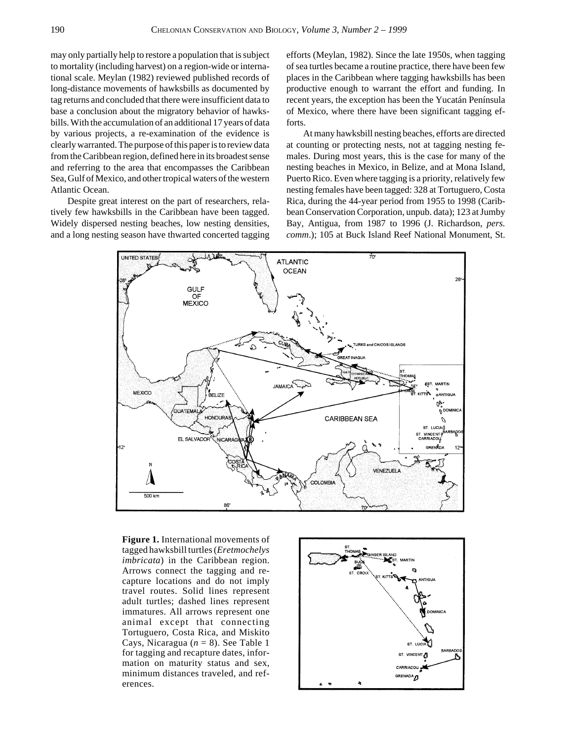may only partially help to restore a population that is subject to mortality (including harvest) on a region-wide or international scale. Meylan (1982) reviewed published records of long-distance movements of hawksbills as documented by tag returns and concluded that there were insufficient data to base a conclusion about the migratory behavior of hawksbills. With the accumulation of an additional 17 years of data by various projects, a re-examination of the evidence is clearly warranted. The purpose of this paper is to review data from the Caribbean region, defined here in its broadest sense and referring to the area that encompasses the Caribbean Sea, Gulf of Mexico, and other tropical waters of the western Atlantic Ocean.

Despite great interest on the part of researchers, relatively few hawksbills in the Caribbean have been tagged. Widely dispersed nesting beaches, low nesting densities, and a long nesting season have thwarted concerted tagging efforts (Meylan, 1982). Since the late 1950s, when tagging of sea turtles became a routine practice, there have been few places in the Caribbean where tagging hawksbills has been productive enough to warrant the effort and funding. In recent years, the exception has been the Yucatán Península of Mexico, where there have been significant tagging efforts.

At many hawksbill nesting beaches, efforts are directed at counting or protecting nests, not at tagging nesting females. During most years, this is the case for many of the nesting beaches in Mexico, in Belize, and at Mona Island, Puerto Rico. Even where tagging is a priority, relatively few nesting females have been tagged: 328 at Tortuguero, Costa Rica, during the 44-year period from 1955 to 1998 (Caribbean Conservation Corporation, unpub. data); 123 at Jumby Bay, Antigua, from 1987 to 1996 (J. Richardson, *pers. comm.*); 105 at Buck Island Reef National Monument, St.

**Figure 1.** International movements of tagged hawksbill turtles (*Eretmochelys imbricata*) in the Caribbean region. Arrows connect the tagging and recapture locations and do not imply travel routes. Solid lines represent adult turtles; dashed lines represent immatures. All arrows represent one animal except that connecting Tortuguero, Costa Rica, and Miskito Cays, Nicaragua ($n = 8$). See Table 1 for tagging and recapture dates, information on maturity status and sex, minimum distances traveled, and references.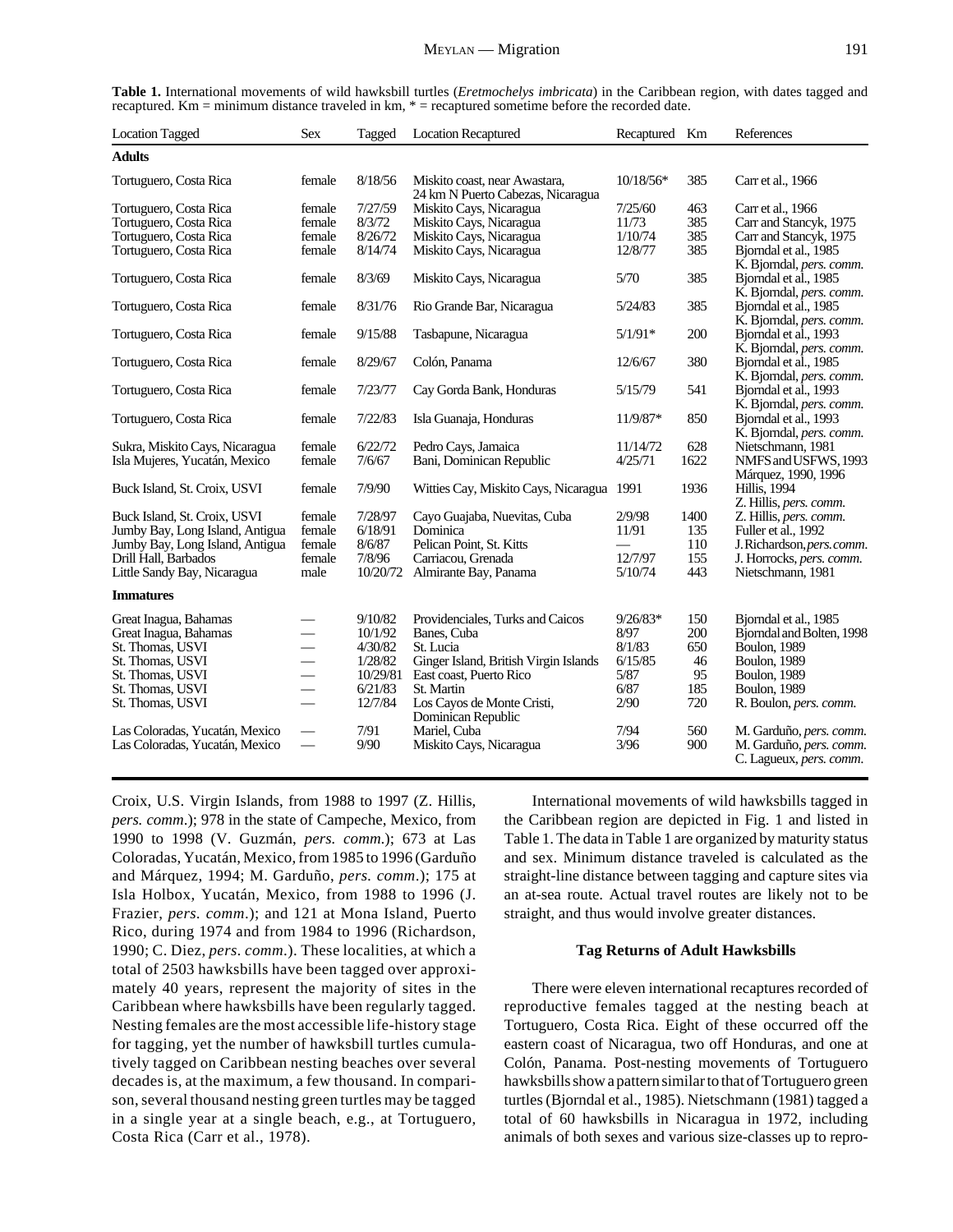**Table 1.** International movements of wild hawksbill turtles (*Eretmochelys imbricata*) in the Caribbean region, with dates tagged and recaptured. Km = minimum distance traveled in km, * = recaptured sometime before the recorded date.

| Location Tagged | Sex | Tagged | Location Recaptured | Recaptured | Km | References |
|---|---|---|---|---|---|---|
| **Adults** | | | | | | |
| Tortuguero, Costa Rica | female | 8/18/56 | Miskito coast, near Awastara, 24 km N Puerto Cabezas, Nicaragua | 10/18/56* | 385 | Carr et al., 1966 |
| Tortuguero, Costa Rica | female | 7/27/59 | Miskito Cays, Nicaragua | 7/25/60 | 463 | Carr et al., 1966 |
| Tortuguero, Costa Rica | female | 8/3/72 | Miskito Cays, Nicaragua | 11/73 | 385 | Carr and Stancyk, 1975 |
| Tortuguero, Costa Rica | female | 8/26/72 | Miskito Cays, Nicaragua | 1/10/74 | 385 | Carr and Stancyk, 1975 |
| Tortuguero, Costa Rica | female | 8/14/74 | Miskito Cays, Nicaragua | 12/8/77 | 385 | Bjorndal et al., 1985 K. Bjorndal, *pers. comm.* |
| Tortuguero, Costa Rica | female | 8/3/69 | Miskito Cays, Nicaragua | 5/70 | 385 | Bjorndal et al., 1985 K. Bjorndal, *pers. comm.* |
| Tortuguero, Costa Rica | female | 8/31/76 | Rio Grande Bar, Nicaragua | 5/24/83 | 385 | Bjorndal et al., 1985 K. Bjorndal, *pers. comm.* |
| Tortuguero, Costa Rica | female | 9/15/88 | Tasbapune, Nicaragua | 5/1/91* | 200 | Bjorndal et al., 1993 K. Bjorndal, *pers. comm.* |
| Tortuguero, Costa Rica | female | 8/29/67 | Colón, Panama | 12/6/67 | 380 | Bjorndal et al., 1985 K. Bjorndal, *pers. comm.* |
| Tortuguero, Costa Rica | female | 7/23/77 | Cay Gorda Bank, Honduras | 5/15/79 | 541 | Bjorndal et al., 1993 K. Bjorndal, *pers. comm.* |
| Tortuguero, Costa Rica | female | 7/22/83 | Isla Guanaja, Honduras | 11/9/87* | 850 | Bjorndal et al., 1993 K. Bjorndal, *pers. comm.* |
| Sukra, Miskito Cays, Nicaragua | female | 6/22/72 | Pedro Cays, Jamaica | 11/14/72 | 628 | Nietschmann, 1981 |
| Isla Mujeres, Yucatán, Mexico | female | 7/6/67 | Bani, Dominican Republic | 4/25/71 | 1622 | NMFS and USFWS, 1993 Márquez, 1990, 1996 |
| Buck Island, St. Croix, USVI | female | 7/9/90 | Witties Cay, Miskito Cays, Nicaragua | 1991 | 1936 | Hillis, 1994 Z. Hillis, *pers. comm.* |
| Buck Island, St. Croix, USVI | female | 7/28/97 | Cayo Guajaba, Nuevitas, Cuba | 2/9/98 | 1400 | Z. Hillis, *pers. comm.* |
| Jumby Bay, Long Island, Antigua | female | 6/18/91 | Dominica | 11/91 | 135 | Fuller et al., 1992 |
| Jumby Bay, Long Island, Antigua | female | 8/6/87 | Pelican Point, St. Kitts | — | 110 | J. Richardson, *pers. comm.* |
| Drill Hall, Barbados | female | 7/8/96 | Carriacou, Grenada | 12/7/97 | 155 | J. Horrocks, *pers. comm.* |
| Little Sandy Bay, Nicaragua | male | 10/20/72 | Almirante Bay, Panama | 5/10/74 | 443 | Nietschmann, 1981 |
| **Immatures** | | | | | | |
| Great Inagua, Bahamas | — | 9/10/82 | Providenciales, Turks and Caicos | 9/26/83* | 150 | Bjorndal et al., 1985 |
| Great Inagua, Bahamas | — | 10/1/92 | Banes, Cuba | 8/97 | 200 | Bjorndal and Bolten, 1998 |
| St. Thomas, USVI | — | 4/30/82 | St. Lucia | 8/1/83 | 650 | Boulon, 1989 |
| St. Thomas, USVI | — | 1/28/82 | Ginger Island, British Virgin Islands | 6/15/85 | 46 | Boulon, 1989 |
| St. Thomas, USVI | — | 10/29/81 | East coast, Puerto Rico | 5/87 | 95 | Boulon, 1989 |
| St. Thomas, USVI | — | 6/21/83 | St. Martin | 6/87 | 185 | Boulon, 1989 |
| St. Thomas, USVI | — | 12/7/84 | Los Cayos de Monte Cristi, Dominican Republic | 2/90 | 720 | R. Boulon, *pers. comm.* |
| Las Coloradas, Yucatán, Mexico | — | 7/91 | Mariel, Cuba | 7/94 | 560 | M. Garduño, *pers. comm.* |
| Las Coloradas, Yucatán, Mexico | — | 9/90 | Miskito Cays, Nicaragua | 3/96 | 900 | M. Garduño, *pers. comm.* C. Lagueux, *pers. comm.* |

Croix, U.S. Virgin Islands, from 1988 to 1997 (Z. Hillis, *pers. comm.*); 978 in the state of Campeche, Mexico, from 1990 to 1998 (V. Guzmán, *pers. comm.*); 673 at Las Coloradas, Yucatán, Mexico, from 1985 to 1996 (Garduño and Márquez, 1994; M. Garduño, *pers. comm.*); 175 at Isla Holbox, Yucatán, Mexico, from 1988 to 1996 (J. Frazier, *pers. comm.*); and 121 at Mona Island, Puerto Rico, during 1974 and from 1984 to 1996 (Richardson, 1990; C. Diez, *pers. comm.*). These localities, at which a total of 2503 hawksbills have been tagged over approximately 40 years, represent the majority of sites in the Caribbean where hawksbills have been regularly tagged. Nesting females are the most accessible life-history stage for tagging, yet the number of hawksbill turtles cumulatively tagged on Caribbean nesting beaches over several decades is, at the maximum, a few thousand. In comparison, several thousand nesting green turtles may be tagged in a single year at a single beach, e.g., at Tortuguero, Costa Rica (Carr et al., 1978).

International movements of wild hawksbills tagged in the Caribbean region are depicted in Fig. 1 and listed in Table 1. The data in Table 1 are organized by maturity status and sex. Minimum distance traveled is calculated as the straight-line distance between tagging and capture sites via an at-sea route. Actual travel routes are likely not to be straight, and thus would involve greater distances.

### Tag Returns of Adult Hawksbills

There were eleven international recaptures recorded of reproductive females tagged at the nesting beach at Tortuguero, Costa Rica. Eight of these occurred off the eastern coast of Nicaragua, two off Honduras, and one at Colón, Panama. Post-nesting movements of Tortuguero hawksbills show a pattern similar to that of Tortuguero green turtles (Bjorndal et al., 1985). Nietschmann (1981) tagged a total of 60 hawksbills in Nicaragua in 1972, including animals of both sexes and various size-classes up to repro-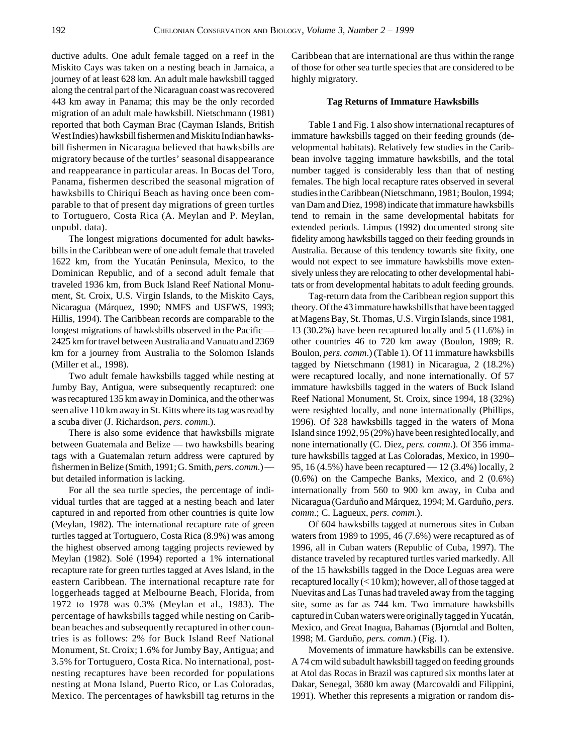ductive adults. One adult female tagged on a reef in the Miskito Cays was taken on a nesting beach in Jamaica, a journey of at least 628 km. An adult male hawksbill tagged along the central part of the Nicaraguan coast was recovered 443 km away in Panama; this may be the only recorded migration of an adult male hawksbill. Nietschmann (1981) reported that both Cayman Brac (Cayman Islands, British West Indies) hawksbill fishermen and Miskitu Indian hawksbill fishermen in Nicaragua believed that hawksbills are migratory because of the turtles' seasonal disappearance and reappearance in particular areas. In Bocas del Toro, Panama, fishermen described the seasonal migration of hawksbills to Chiriquí Beach as having once been comparable to that of present day migrations of green turtles to Tortuguero, Costa Rica (A. Meylan and P. Meylan, unpubl. data).

The longest migrations documented for adult hawksbills in the Caribbean were of one adult female that traveled 1622 km, from the Yucatán Peninsula, Mexico, to the Dominican Republic, and of a second adult female that traveled 1936 km, from Buck Island Reef National Monument, St. Croix, U.S. Virgin Islands, to the Miskito Cays, Nicaragua (Márquez, 1990; NMFS and USFWS, 1993; Hillis, 1994). The Caribbean records are comparable to the longest migrations of hawksbills observed in the Pacific — 2425 km for travel between Australia and Vanuatu and 2369 km for a journey from Australia to the Solomon Islands (Miller et al., 1998).

Two adult female hawksbills tagged while nesting at Jumby Bay, Antigua, were subsequently recaptured: one was recaptured 135 km away in Dominica, and the other was seen alive 110 km away in St. Kitts where its tag was read by a scuba diver (J. Richardson, *pers. comm.*).

There is also some evidence that hawksbills migrate between Guatemala and Belize — two hawksbills bearing tags with a Guatemalan return address were captured by fishermen in Belize (Smith, 1991; G. Smith, *pers. comm.*) — but detailed information is lacking.

For all the sea turtle species, the percentage of individual turtles that are tagged at a nesting beach and later captured in and reported from other countries is quite low (Meylan, 1982). The international recapture rate of green turtles tagged at Tortuguero, Costa Rica (8.9%) was among the highest observed among tagging projects reviewed by Meylan (1982). Solé (1994) reported a 1% international recapture rate for green turtles tagged at Aves Island, in the eastern Caribbean. The international recapture rate for loggerheads tagged at Melbourne Beach, Florida, from 1972 to 1978 was 0.3% (Meylan et al., 1983). The percentage of hawksbills tagged while nesting on Caribbean beaches and subsequently recaptured in other countries is as follows: 2% for Buck Island Reef National Monument, St. Croix; 1.6% for Jumby Bay, Antigua; and 3.5% for Tortuguero, Costa Rica. No international, post-nesting recaptures have been recorded for populations nesting at Mona Island, Puerto Rico, or Las Coloradas, Mexico. The percentages of hawksbill tag returns in the Caribbean that are international are thus within the range of those for other sea turtle species that are considered to be highly migratory.

#### Tag Returns of Immature Hawksbills

Table 1 and Fig. 1 also show international recaptures of immature hawksbills tagged on their feeding grounds (developmental habitats). Relatively few studies in the Caribbean involve tagging immature hawksbills, and the total number tagged is considerably less than that of nesting females. The high local recapture rates observed in several studies in the Caribbean (Nietschmann, 1981; Boulon, 1994; van Dam and Diez, 1998) indicate that immature hawksbills tend to remain in the same developmental habitats for extended periods. Limpus (1992) documented strong site fidelity among hawksbills tagged on their feeding grounds in Australia. Because of this tendency towards site fixity, one would not expect to see immature hawksbills move extensively unless they are relocating to other developmental habitats or from developmental habitats to adult feeding grounds.

Tag-return data from the Caribbean region support this theory. Of the 43 immature hawksbills that have been tagged at Magens Bay, St. Thomas, U.S. Virgin Islands, since 1981, 13 (30.2%) have been recaptured locally and 5 (11.6%) in other countries 46 to 720 km away (Boulon, 1989; R. Boulon, *pers. comm.*) (Table 1). Of 11 immature hawksbills tagged by Nietschmann (1981) in Nicaragua, 2 (18.2%) were recaptured locally, and none internationally. Of 57 immature hawksbills tagged in the waters of Buck Island Reef National Monument, St. Croix, since 1994, 18 (32%) were resighted locally, and none internationally (Phillips, 1996). Of 328 hawksbills tagged in the waters of Mona Island since 1992, 95 (29%) have been resighted locally, and none internationally (C. Diez, *pers. comm.*). Of 356 immature hawksbills tagged at Las Coloradas, Mexico, in 1990–95, 16 (4.5%) have been recaptured — 12 (3.4%) locally, 2 (0.6%) on the Campeche Banks, Mexico, and 2 (0.6%) internationally from 560 to 900 km away, in Cuba and Nicaragua (Garduño and Márquez, 1994; M. Garduño, *pers. comm.*; C. Lagueux, *pers. comm.*).

Of 604 hawksbills tagged at numerous sites in Cuban waters from 1989 to 1995, 46 (7.6%) were recaptured as of 1996, all in Cuban waters (Republic of Cuba, 1997). The distance traveled by recaptured turtles varied markedly. All of the 15 hawksbills tagged in the Doce Leguas area were recaptured locally (< 10 km); however, all of those tagged at Nuevitas and Las Tunas had traveled away from the tagging site, some as far as 744 km. Two immature hawksbills captured in Cuban waters were originally tagged in Yucatán, Mexico, and Great Inagua, Bahamas (Bjorndal and Bolten, 1998; M. Garduño, *pers. comm.*) (Fig. 1).

Movements of immature hawksbills can be extensive. A 74 cm wild subadult hawksbill tagged on feeding grounds at Atol das Rocas in Brazil was captured six months later at Dakar, Senegal, 3680 km away (Marcovaldi and Filippini, 1991). Whether this represents a migration or random dis-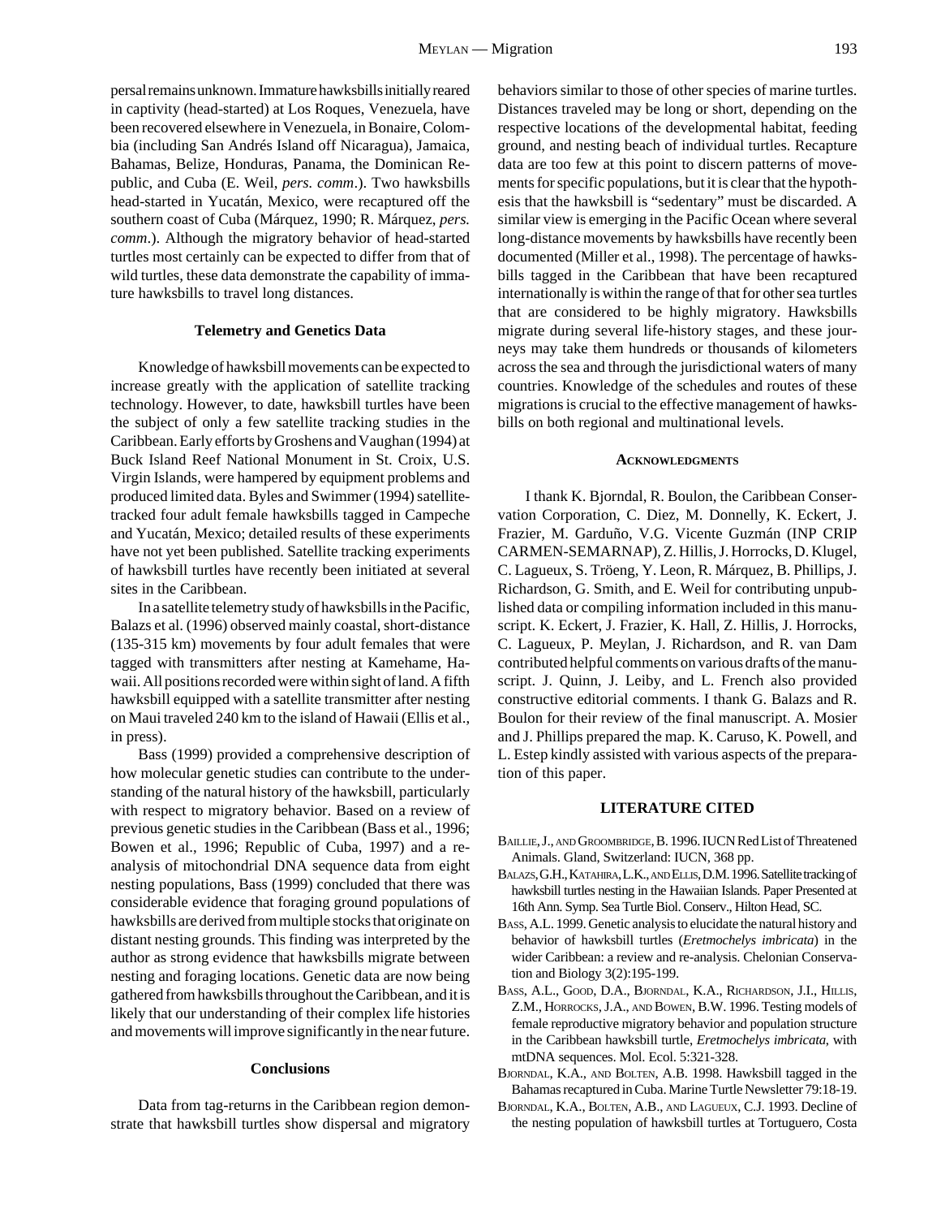persal remains unknown. Immature hawksbills initially reared in captivity (head-started) at Los Roques, Venezuela, have been recovered elsewhere in Venezuela, in Bonaire, Colombia (including San Andrés Island off Nicaragua), Jamaica, Bahamas, Belize, Honduras, Panama, the Dominican Republic, and Cuba (E. Weil, *pers. comm*.). Two hawksbills head-started in Yucatán, Mexico, were recaptured off the southern coast of Cuba (Márquez, 1990; R. Márquez, *pers. comm*.). Although the migratory behavior of head-started turtles most certainly can be expected to differ from that of wild turtles, these data demonstrate the capability of immature hawksbills to travel long distances.

### Telemetry and Genetics Data

Knowledge of hawksbill movements can be expected to increase greatly with the application of satellite tracking technology. However, to date, hawksbill turtles have been the subject of only a few satellite tracking studies in the Caribbean. Early efforts by Groshens and Vaughan (1994) at Buck Island Reef National Monument in St. Croix, U.S. Virgin Islands, were hampered by equipment problems and produced limited data. Byles and Swimmer (1994) satellite-tracked four adult female hawksbills tagged in Campeche and Yucatán, Mexico; detailed results of these experiments have not yet been published. Satellite tracking experiments of hawksbill turtles have recently been initiated at several sites in the Caribbean.

In a satellite telemetry study of hawksbills in the Pacific, Balazs et al. (1996) observed mainly coastal, short-distance (135-315 km) movements by four adult females that were tagged with transmitters after nesting at Kamehame, Hawaii. All positions recorded were within sight of land. A fifth hawksbill equipped with a satellite transmitter after nesting on Maui traveled 240 km to the island of Hawaii (Ellis et al., in press).

Bass (1999) provided a comprehensive description of how molecular genetic studies can contribute to the understanding of the natural history of the hawksbill, particularly with respect to migratory behavior. Based on a review of previous genetic studies in the Caribbean (Bass et al., 1996; Bowen et al., 1996; Republic of Cuba, 1997) and a re-analysis of mitochondrial DNA sequence data from eight nesting populations, Bass (1999) concluded that there was considerable evidence that foraging ground populations of hawksbills are derived from multiple stocks that originate on distant nesting grounds. This finding was interpreted by the author as strong evidence that hawksbills migrate between nesting and foraging locations. Genetic data are now being gathered from hawksbills throughout the Caribbean, and it is likely that our understanding of their complex life histories and movements will improve significantly in the near future.

### Conclusions

Data from tag-returns in the Caribbean region demonstrate that hawksbill turtles show dispersal and migratory behaviors similar to those of other species of marine turtles. Distances traveled may be long or short, depending on the respective locations of the developmental habitat, feeding ground, and nesting beach of individual turtles. Recapture data are too few at this point to discern patterns of movements for specific populations, but it is clear that the hypothesis that the hawksbill is "sedentary" must be discarded. A similar view is emerging in the Pacific Ocean where several long-distance movements by hawksbills have recently been documented (Miller et al., 1998). The percentage of hawksbills tagged in the Caribbean that have been recaptured internationally is within the range of that for other sea turtles that are considered to be highly migratory. Hawksbills migrate during several life-history stages, and these journeys may take them hundreds or thousands of kilometers across the sea and through the jurisdictional waters of many countries. Knowledge of the schedules and routes of these migrations is crucial to the effective management of hawksbills on both regional and multinational levels.

### Acknowledgments

I thank K. Bjorndal, R. Boulon, the Caribbean Conservation Corporation, C. Diez, M. Donnelly, K. Eckert, J. Frazier, M. Garduño, V.G. Vicente Guzmán (INP CRIP CARMEN-SEMARNAP), Z. Hillis, J. Horrocks, D. Klugel, C. Lagueux, S. Tröeng, Y. Leon, R. Márquez, B. Phillips, J. Richardson, G. Smith, and E. Weil for contributing unpublished data or compiling information included in this manuscript. K. Eckert, J. Frazier, K. Hall, Z. Hillis, J. Horrocks, C. Lagueux, P. Meylan, J. Richardson, and R. van Dam contributed helpful comments on various drafts of the manuscript. J. Quinn, J. Leiby, and L. French also provided constructive editorial comments. I thank G. Balazs and R. Boulon for their review of the final manuscript. A. Mosier and J. Phillips prepared the map. K. Caruso, K. Powell, and L. Estep kindly assisted with various aspects of the preparation of this paper.

### LITERATURE CITED

Baillie, J., and Groombridge, B. 1996. IUCN Red List of Threatened Animals. Gland, Switzerland: IUCN, 368 pp.

Balazs, G.H., Katahira, L.K., and Ellis, D.M. 1996. Satellite tracking of hawksbill turtles nesting in the Hawaiian Islands. Paper Presented at 16th Ann. Symp. Sea Turtle Biol. Conserv., Hilton Head, SC.

Bass, A.L. 1999. Genetic analysis to elucidate the natural history and behavior of hawksbill turtles (*Eretmochelys imbricata*) in the wider Caribbean: a review and re-analysis. Chelonian Conservation and Biology 3(2):195-199.

Bass, A.L., Good, D.A., Bjorndal, K.A., Richardson, J.I., Hillis, Z.M., Horrocks, J.A., and Bowen, B.W. 1996. Testing models of female reproductive migratory behavior and population structure in the Caribbean hawksbill turtle, *Eretmochelys imbricata*, with mtDNA sequences. Mol. Ecol. 5:321-328.

Bjorndal, K.A., and Bolten, A.B. 1998. Hawksbill tagged in the Bahamas recaptured in Cuba. Marine Turtle Newsletter 79:18-19.

Bjorndal, K.A., Bolten, A.B., and Lagueux, C.J. 1993. Decline of the nesting population of hawksbill turtles at Tortuguero, Costa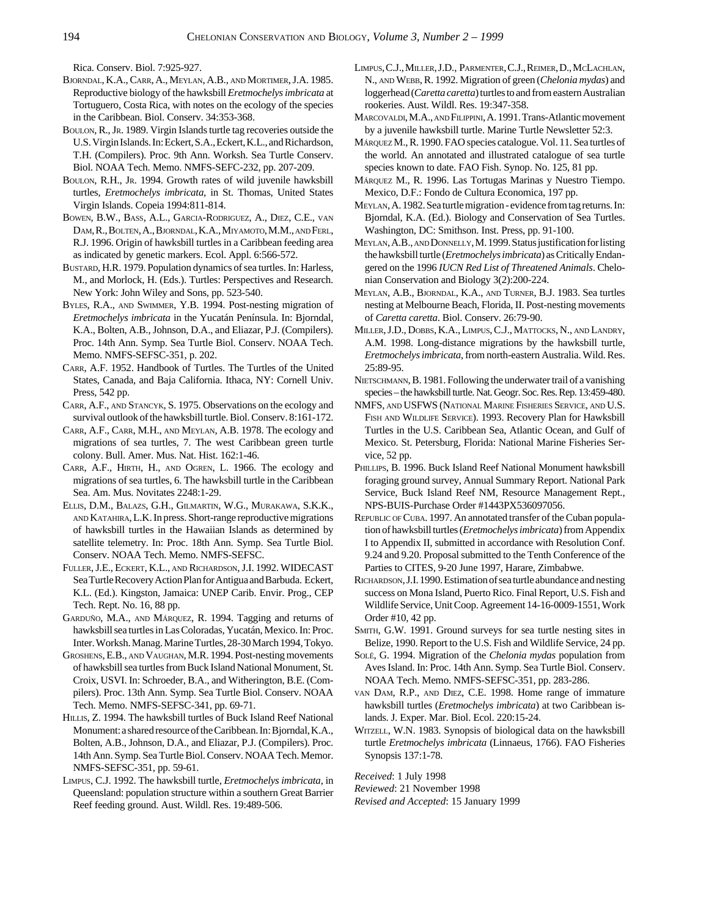Rica. Conserv. Biol. 7:925-927.

Bjorndal, K.A., Carr, A., Meylan, A.B., and Mortimer, J.A. 1985. Reproductive biology of the hawksbill *Eretmochelys imbricata* at Tortuguero, Costa Rica, with notes on the ecology of the species in the Caribbean. Biol. Conserv. 34:353-368.

Boulon, R., Jr. 1989. Virgin Islands turtle tag recoveries outside the U.S. Virgin Islands. In: Eckert, S.A., Eckert, K.L., and Richardson, T.H. (Compilers). Proc. 9th Ann. Worksh. Sea Turtle Conserv. Biol. NOAA Tech. Memo. NMFS-SEFC-232, pp. 207-209.

Boulon, R.H., Jr. 1994. Growth rates of wild juvenile hawksbill turtles, *Eretmochelys imbricata*, in St. Thomas, United States Virgin Islands. Copeia 1994:811-814.

Bowen, B.W., Bass, A.L., Garcia-Rodriguez, A., Diez, C.E., van Dam, R., Bolten, A., Bjorndal, K.A., Miyamoto, M.M., and Ferl, R.J. 1996. Origin of hawksbill turtles in a Caribbean feeding area as indicated by genetic markers. Ecol. Appl. 6:566-572.

Bustard, H.R. 1979. Population dynamics of sea turtles. In: Harless, M., and Morlock, H. (Eds.). Turtles: Perspectives and Research. New York: John Wiley and Sons, pp. 523-540.

Byles, R.A., and Swimmer, Y.B. 1994. Post-nesting migration of *Eretmochelys imbricata* in the Yucatán Península. In: Bjorndal, K.A., Bolten, A.B., Johnson, D.A., and Eliazar, P.J. (Compilers). Proc. 14th Ann. Symp. Sea Turtle Biol. Conserv. NOAA Tech. Memo. NMFS-SEFSC-351, p. 202.

Carr, A.F. 1952. Handbook of Turtles. The Turtles of the United States, Canada, and Baja California. Ithaca, NY: Cornell Univ. Press, 542 pp.

Carr, A.F., and Stancyk, S. 1975. Observations on the ecology and survival outlook of the hawksbill turtle. Biol. Conserv. 8:161-172.

Carr, A.F., Carr, M.H., and Meylan, A.B. 1978. The ecology and migrations of sea turtles, 7. The west Caribbean green turtle colony. Bull. Amer. Mus. Nat. Hist. 162:1-46.

Carr, A.F., Hirth, H., and Ogren, L. 1966. The ecology and migrations of sea turtles, 6. The hawksbill turtle in the Caribbean Sea. Am. Mus. Novitates 2248:1-29.

Ellis, D.M., Balazs, G.H., Gilmartin, W.G., Murakawa, S.K.K., and Katahira, L.K. In press. Short-range reproductive migrations of hawksbill turtles in the Hawaiian Islands as determined by satellite telemetry. In: Proc. 18th Ann. Symp. Sea Turtle Biol. Conserv. NOAA Tech. Memo. NMFS-SEFSC.

Fuller, J.E., Eckert, K.L., and Richardson, J.I. 1992. WIDECAST Sea Turtle Recovery Action Plan for Antigua and Barbuda. Eckert, K.L. (Ed.). Kingston, Jamaica: UNEP Carib. Envir. Prog., CEP Tech. Rept. No. 16, 88 pp.

Garduño, M.A., and Márquez, R. 1994. Tagging and returns of hawksbill sea turtles in Las Coloradas, Yucatán, Mexico. In: Proc. Inter. Worksh. Manag. Marine Turtles, 28-30 March 1994, Tokyo.

Groshens, E.B., and Vaughan, M.R. 1994. Post-nesting movements of hawksbill sea turtles from Buck Island National Monument, St. Croix, USVI. In: Schroeder, B.A., and Witherington, B.E. (Compilers). Proc. 13th Ann. Symp. Sea Turtle Biol. Conserv. NOAA Tech. Memo. NMFS-SEFSC-341, pp. 69-71.

Hillis, Z. 1994. The hawksbill turtles of Buck Island Reef National Monument: a shared resource of the Caribbean. In: Bjorndal, K.A., Bolten, A.B., Johnson, D.A., and Eliazar, P.J. (Compilers). Proc. 14th Ann. Symp. Sea Turtle Biol. Conserv. NOAA Tech. Memor. NMFS-SEFSC-351, pp. 59-61.

Limpus, C.J. 1992. The hawksbill turtle, *Eretmochelys imbricata*, in Queensland: population structure within a southern Great Barrier Reef feeding ground. Aust. Wildl. Res. 19:489-506.

Limpus, C.J., Miller, J.D., Parmenter, C.J., Reimer, D., McLachlan, N., and Webb, R. 1992. Migration of green (*Chelonia mydas*) and loggerhead (*Caretta caretta*) turtles to and from eastern Australian rookeries. Aust. Wildl. Res. 19:347-358.

Marcovaldi, M.A., and Filippini, A. 1991. Trans-Atlantic movement by a juvenile hawksbill turtle. Marine Turtle Newsletter 52:3.

Márquez M., R. 1990. FAO species catalogue. Vol. 11. Sea turtles of the world. An annotated and illustrated catalogue of sea turtle species known to date. FAO Fish. Synop. No. 125, 81 pp.

Márquez M., R. 1996. Las Tortugas Marinas y Nuestro Tiempo. Mexico, D.F.: Fondo de Cultura Economica, 197 pp.

Meylan, A. 1982. Sea turtle migration - evidence from tag returns. In: Bjorndal, K.A. (Ed.). Biology and Conservation of Sea Turtles. Washington, DC: Smithson. Inst. Press, pp. 91-100.

Meylan, A.B., and Donnelly, M. 1999. Status justification for listing the hawksbill turtle (*Eretmochelys imbricata*) as Critically Endangered on the 1996 *IUCN Red List of Threatened Animals*. Chelonian Conservation and Biology 3(2):200-224.

Meylan, A.B., Bjorndal, K.A., and Turner, B.J. 1983. Sea turtles nesting at Melbourne Beach, Florida, II. Post-nesting movements of *Caretta caretta*. Biol. Conserv. 26:79-90.

Miller, J.D., Dobbs, K.A., Limpus, C.J., Mattocks, N., and Landry, A.M. 1998. Long-distance migrations by the hawksbill turtle, *Eretmochelys imbricata*, from north-eastern Australia. Wild. Res. 25:89-95.

Nietschmann, B. 1981. Following the underwater trail of a vanishing species – the hawksbill turtle. Nat. Geogr. Soc. Res. Rep. 13:459-480.

NMFS, and USFWS (National Marine Fisheries Service, and U.S. Fish and Wildlife Service). 1993. Recovery Plan for Hawksbill Turtles in the U.S. Caribbean Sea, Atlantic Ocean, and Gulf of Mexico. St. Petersburg, Florida: National Marine Fisheries Service, 52 pp.

Phillips, B. 1996. Buck Island Reef National Monument hawksbill foraging ground survey, Annual Summary Report. National Park Service, Buck Island Reef NM, Resource Management Rept., NPS-BUIS-Purchase Order #1443PX536097056.

Republic of Cuba. 1997. An annotated transfer of the Cuban population of hawksbill turtles (*Eretmochelys imbricata*) from Appendix I to Appendix II, submitted in accordance with Resolution Conf. 9.24 and 9.20. Proposal submitted to the Tenth Conference of the Parties to CITES, 9-20 June 1997, Harare, Zimbabwe.

Richardson, J.I. 1990. Estimation of sea turtle abundance and nesting success on Mona Island, Puerto Rico. Final Report, U.S. Fish and Wildlife Service, Unit Coop. Agreement 14-16-0009-1551, Work Order #10, 42 pp.

Smith, G.W. 1991. Ground surveys for sea turtle nesting sites in Belize, 1990. Report to the U.S. Fish and Wildlife Service, 24 pp.

Solé, G. 1994. Migration of the *Chelonia mydas* population from Aves Island. In: Proc. 14th Ann. Symp. Sea Turtle Biol. Conserv. NOAA Tech. Memo. NMFS-SEFSC-351, pp. 283-286.

van Dam, R.P., and Diez, C.E. 1998. Home range of immature hawksbill turtles (*Eretmochelys imbricata*) at two Caribbean islands. J. Exper. Mar. Biol. Ecol. 220:15-24.

Witzell, W.N. 1983. Synopsis of biological data on the hawksbill turtle *Eretmochelys imbricata* (Linnaeus, 1766). FAO Fisheries Synopsis 137:1-78.

*Received*: 1 July 1998
*Reviewed*: 21 November 1998
*Revised and Accepted*: 15 January 1999